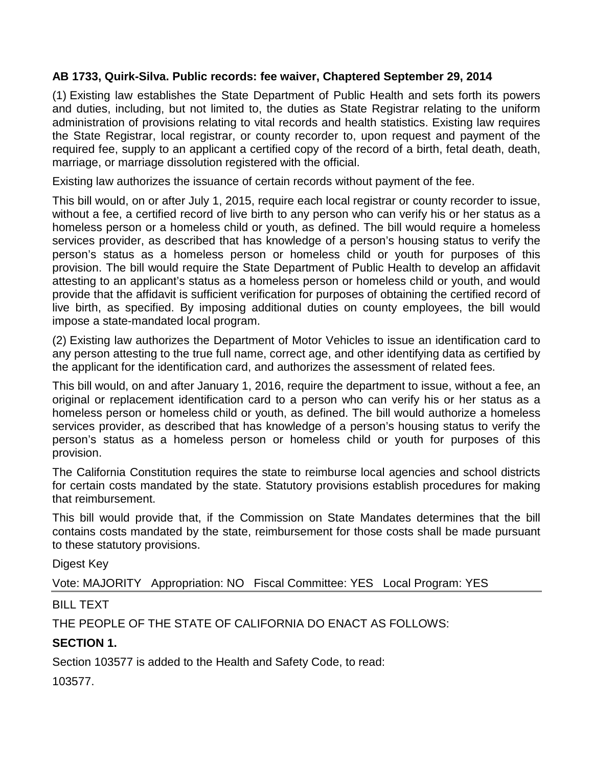**AB 1733, Quirk-Silva. Public records: fee waiver, Chaptered September 29, 2014**

(1) Existing law establishes the State Department of Public Health and sets forth its powers and duties, including, but not limited to, the duties as State Registrar relating to the uniform administration of provisions relating to vital records and health statistics. Existing law requires the State Registrar, local registrar, or county recorder to, upon request and payment of the required fee, supply to an applicant a certified copy of the record of a birth, fetal death, death, marriage, or marriage dissolution registered with the official.

Existing law authorizes the issuance of certain records without payment of the fee.

This bill would, on or after July 1, 2015, require each local registrar or county recorder to issue, without a fee, a certified record of live birth to any person who can verify his or her status as a homeless person or a homeless child or youth, as defined. The bill would require a homeless services provider, as described that has knowledge of a person's housing status to verify the person's status as a homeless person or homeless child or youth for purposes of this provision. The bill would require the State Department of Public Health to develop an affidavit attesting to an applicant's status as a homeless person or homeless child or youth, and would provide that the affidavit is sufficient verification for purposes of obtaining the certified record of live birth, as specified. By imposing additional duties on county employees, the bill would impose a state-mandated local program.

(2) Existing law authorizes the Department of Motor Vehicles to issue an identification card to any person attesting to the true full name, correct age, and other identifying data as certified by the applicant for the identification card, and authorizes the assessment of related fees.

This bill would, on and after January 1, 2016, require the department to issue, without a fee, an original or replacement identification card to a person who can verify his or her status as a homeless person or homeless child or youth, as defined. The bill would authorize a homeless services provider, as described that has knowledge of a person's housing status to verify the person's status as a homeless person or homeless child or youth for purposes of this provision.

The California Constitution requires the state to reimburse local agencies and school districts for certain costs mandated by the state. Statutory provisions establish procedures for making that reimbursement.

This bill would provide that, if the Commission on State Mandates determines that the bill contains costs mandated by the state, reimbursement for those costs shall be made pursuant to these statutory provisions.

Digest Key

Vote: MAJORITY   Appropriation: NO   Fiscal Committee: YES   Local Program: YES

---

BILL TEXT

THE PEOPLE OF THE STATE OF CALIFORNIA DO ENACT AS FOLLOWS:

**SECTION 1.**

Section 103577 is added to the Health and Safety Code, to read:

103577.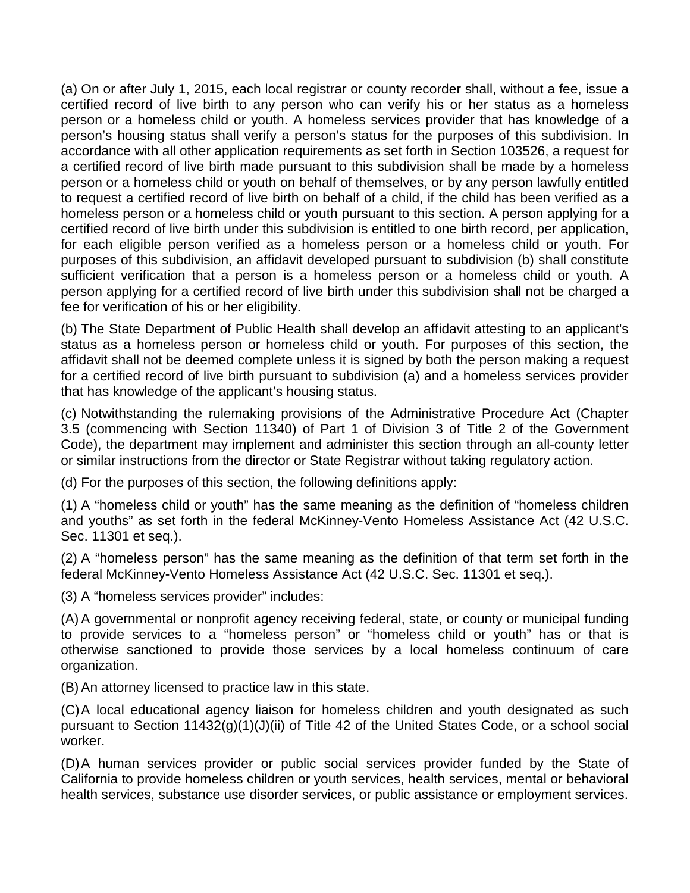(a) On or after July 1, 2015, each local registrar or county recorder shall, without a fee, issue a certified record of live birth to any person who can verify his or her status as a homeless person or a homeless child or youth. A homeless services provider that has knowledge of a person's housing status shall verify a person's status for the purposes of this subdivision. In accordance with all other application requirements as set forth in Section 103526, a request for a certified record of live birth made pursuant to this subdivision shall be made by a homeless person or a homeless child or youth on behalf of themselves, or by any person lawfully entitled to request a certified record of live birth on behalf of a child, if the child has been verified as a homeless person or a homeless child or youth pursuant to this section. A person applying for a certified record of live birth under this subdivision is entitled to one birth record, per application, for each eligible person verified as a homeless person or a homeless child or youth. For purposes of this subdivision, an affidavit developed pursuant to subdivision (b) shall constitute sufficient verification that a person is a homeless person or a homeless child or youth. A person applying for a certified record of live birth under this subdivision shall not be charged a fee for verification of his or her eligibility.

(b) The State Department of Public Health shall develop an affidavit attesting to an applicant's status as a homeless person or homeless child or youth. For purposes of this section, the affidavit shall not be deemed complete unless it is signed by both the person making a request for a certified record of live birth pursuant to subdivision (a) and a homeless services provider that has knowledge of the applicant's housing status.

(c) Notwithstanding the rulemaking provisions of the Administrative Procedure Act (Chapter 3.5 (commencing with Section 11340) of Part 1 of Division 3 of Title 2 of the Government Code), the department may implement and administer this section through an all-county letter or similar instructions from the director or State Registrar without taking regulatory action.

(d) For the purposes of this section, the following definitions apply:

(1) A "homeless child or youth" has the same meaning as the definition of "homeless children and youths" as set forth in the federal McKinney-Vento Homeless Assistance Act (42 U.S.C. Sec. 11301 et seq.).

(2) A "homeless person" has the same meaning as the definition of that term set forth in the federal McKinney-Vento Homeless Assistance Act (42 U.S.C. Sec. 11301 et seq.).

(3) A "homeless services provider" includes:

(A) A governmental or nonprofit agency receiving federal, state, or county or municipal funding to provide services to a "homeless person" or "homeless child or youth" has or that is otherwise sanctioned to provide those services by a local homeless continuum of care organization.

(B) An attorney licensed to practice law in this state.

(C) A local educational agency liaison for homeless children and youth designated as such pursuant to Section 11432(g)(1)(J)(ii) of Title 42 of the United States Code, or a school social worker.

(D) A human services provider or public social services provider funded by the State of California to provide homeless children or youth services, health services, mental or behavioral health services, substance use disorder services, or public assistance or employment services.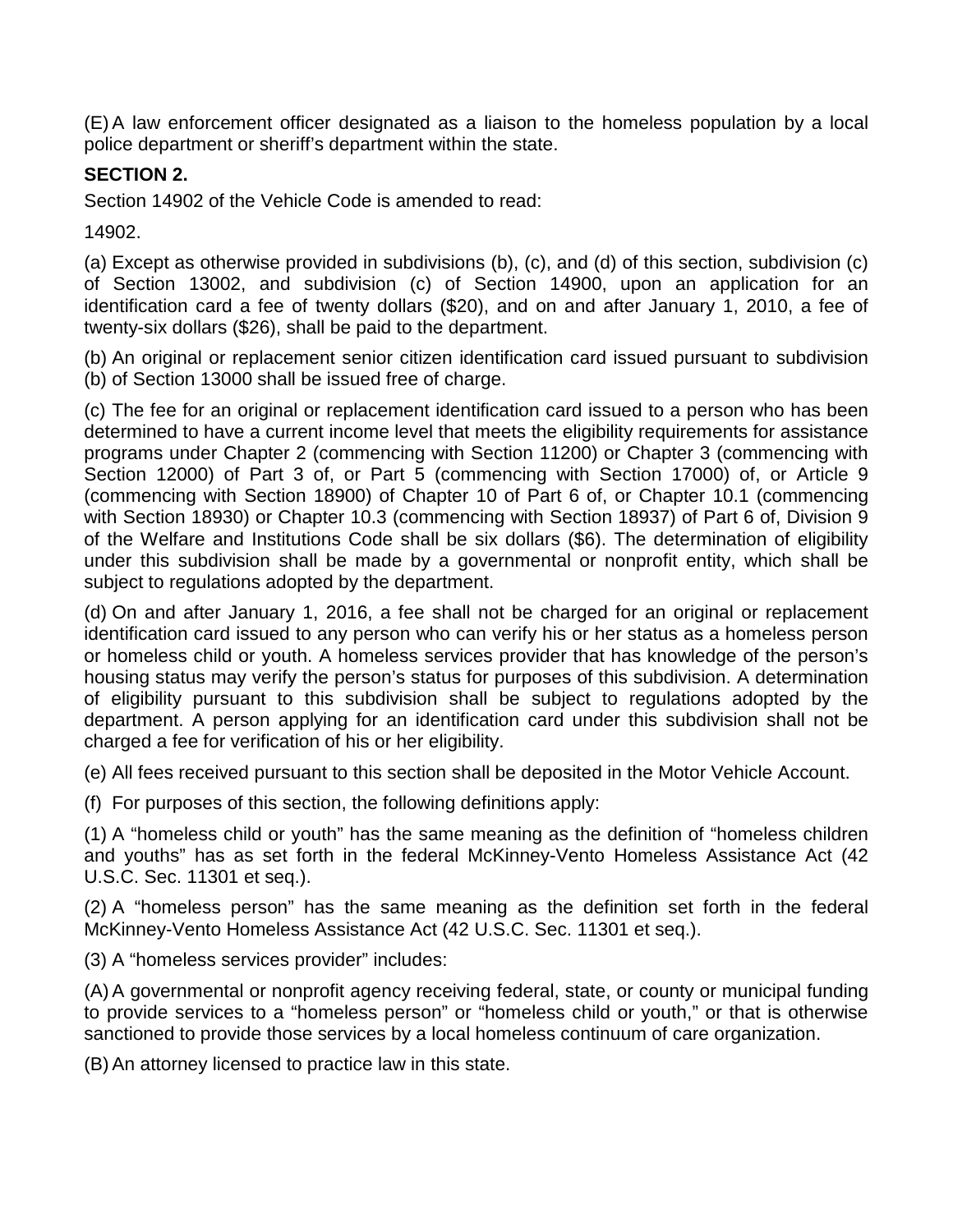(E) A law enforcement officer designated as a liaison to the homeless population by a local police department or sheriff's department within the state.

**SECTION 2.**

Section 14902 of the Vehicle Code is amended to read:

14902.

(a) Except as otherwise provided in subdivisions (b), (c), and (d) of this section, subdivision (c) of Section 13002, and subdivision (c) of Section 14900, upon an application for an identification card a fee of twenty dollars ($20), and on and after January 1, 2010, a fee of twenty-six dollars ($26), shall be paid to the department.

(b) An original or replacement senior citizen identification card issued pursuant to subdivision (b) of Section 13000 shall be issued free of charge.

(c) The fee for an original or replacement identification card issued to a person who has been determined to have a current income level that meets the eligibility requirements for assistance programs under Chapter 2 (commencing with Section 11200) or Chapter 3 (commencing with Section 12000) of Part 3 of, or Part 5 (commencing with Section 17000) of, or Article 9 (commencing with Section 18900) of Chapter 10 of Part 6 of, or Chapter 10.1 (commencing with Section 18930) or Chapter 10.3 (commencing with Section 18937) of Part 6 of, Division 9 of the Welfare and Institutions Code shall be six dollars ($6). The determination of eligibility under this subdivision shall be made by a governmental or nonprofit entity, which shall be subject to regulations adopted by the department.

(d) On and after January 1, 2016, a fee shall not be charged for an original or replacement identification card issued to any person who can verify his or her status as a homeless person or homeless child or youth. A homeless services provider that has knowledge of the person's housing status may verify the person's status for purposes of this subdivision. A determination of eligibility pursuant to this subdivision shall be subject to regulations adopted by the department. A person applying for an identification card under this subdivision shall not be charged a fee for verification of his or her eligibility.

(e) All fees received pursuant to this section shall be deposited in the Motor Vehicle Account.

(f) For purposes of this section, the following definitions apply:

(1) A "homeless child or youth" has the same meaning as the definition of "homeless children and youths" has as set forth in the federal McKinney-Vento Homeless Assistance Act (42 U.S.C. Sec. 11301 et seq.).

(2) A "homeless person" has the same meaning as the definition set forth in the federal McKinney-Vento Homeless Assistance Act (42 U.S.C. Sec. 11301 et seq.).

(3) A "homeless services provider" includes:

(A) A governmental or nonprofit agency receiving federal, state, or county or municipal funding to provide services to a "homeless person" or "homeless child or youth," or that is otherwise sanctioned to provide those services by a local homeless continuum of care organization.

(B) An attorney licensed to practice law in this state.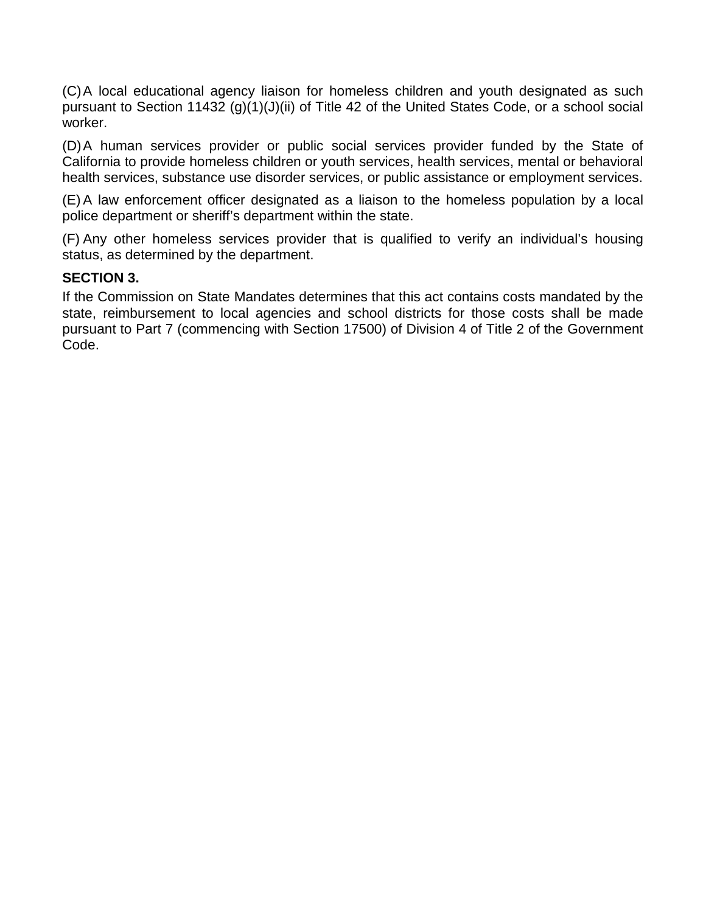(C) A local educational agency liaison for homeless children and youth designated as such pursuant to Section 11432 (g)(1)(J)(ii) of Title 42 of the United States Code, or a school social worker.

(D) A human services provider or public social services provider funded by the State of California to provide homeless children or youth services, health services, mental or behavioral health services, substance use disorder services, or public assistance or employment services.

(E) A law enforcement officer designated as a liaison to the homeless population by a local police department or sheriff's department within the state.

(F) Any other homeless services provider that is qualified to verify an individual's housing status, as determined by the department.

**SECTION 3.**

If the Commission on State Mandates determines that this act contains costs mandated by the state, reimbursement to local agencies and school districts for those costs shall be made pursuant to Part 7 (commencing with Section 17500) of Division 4 of Title 2 of the Government Code.